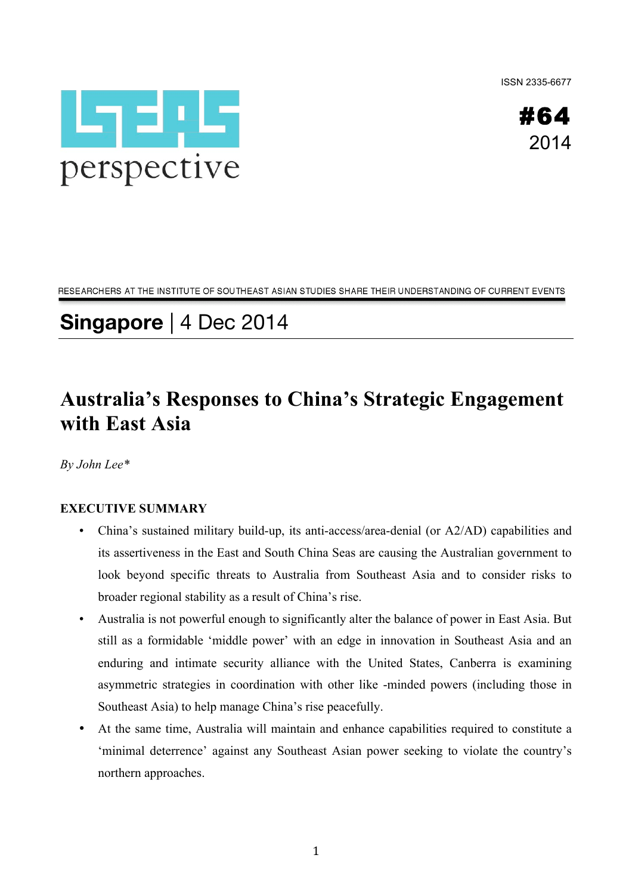ISSN 2335-6677

# ISEAS perspective

**#64**
2014

RESEARCHERS AT THE INSTITUTE OF SOUTHEAST ASIAN STUDIES SHARE THEIR UNDERSTANDING OF CURRENT EVENTS

## **Singapore** | 4 Dec 2014

# Australia's Responses to China's Strategic Engagement with East Asia

*By John Lee**

### EXECUTIVE SUMMARY

- China's sustained military build-up, its anti-access/area-denial (or A2/AD) capabilities and its assertiveness in the East and South China Seas are causing the Australian government to look beyond specific threats to Australia from Southeast Asia and to consider risks to broader regional stability as a result of China's rise.
- Australia is not powerful enough to significantly alter the balance of power in East Asia. But still as a formidable 'middle power' with an edge in innovation in Southeast Asia and an enduring and intimate security alliance with the United States, Canberra is examining asymmetric strategies in coordination with other like -minded powers (including those in Southeast Asia) to help manage China's rise peacefully.
- At the same time, Australia will maintain and enhance capabilities required to constitute a 'minimal deterrence' against any Southeast Asian power seeking to violate the country's northern approaches.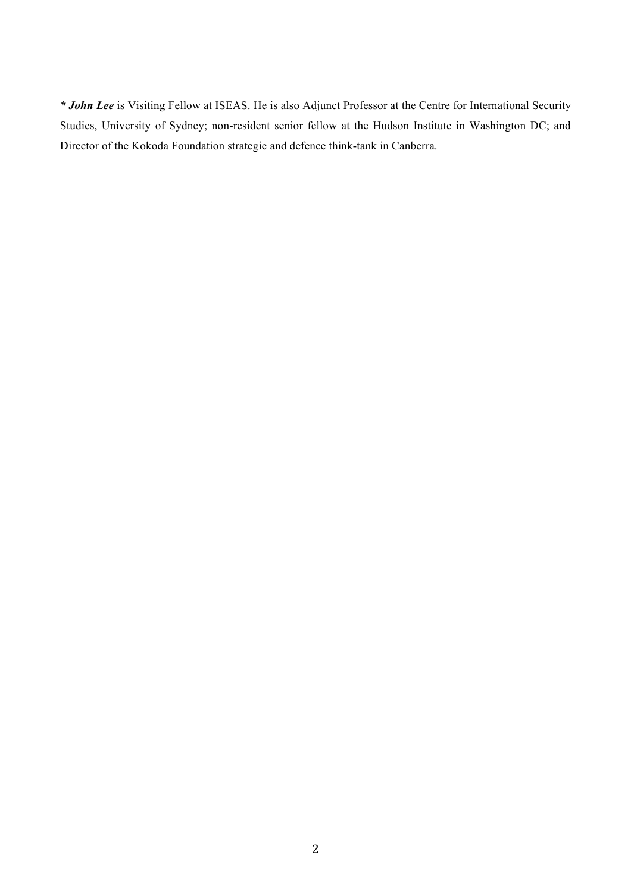***** ***John Lee*** is Visiting Fellow at ISEAS. He is also Adjunct Professor at the Centre for International Security Studies, University of Sydney; non-resident senior fellow at the Hudson Institute in Washington DC; and Director of the Kokoda Foundation strategic and defence think-tank in Canberra.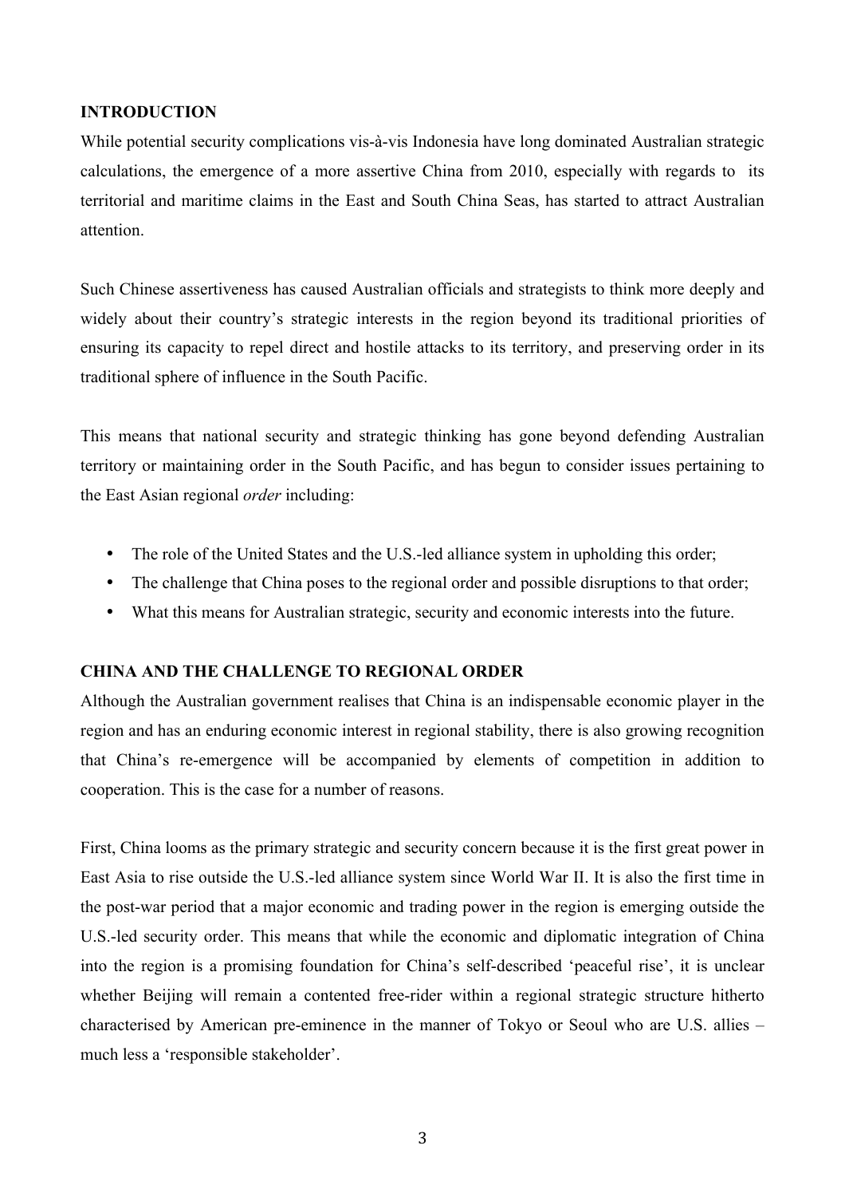## INTRODUCTION

While potential security complications vis-à-vis Indonesia have long dominated Australian strategic calculations, the emergence of a more assertive China from 2010, especially with regards to its territorial and maritime claims in the East and South China Seas, has started to attract Australian attention.

Such Chinese assertiveness has caused Australian officials and strategists to think more deeply and widely about their country's strategic interests in the region beyond its traditional priorities of ensuring its capacity to repel direct and hostile attacks to its territory, and preserving order in its traditional sphere of influence in the South Pacific.

This means that national security and strategic thinking has gone beyond defending Australian territory or maintaining order in the South Pacific, and has begun to consider issues pertaining to the East Asian regional *order* including:

- The role of the United States and the U.S.-led alliance system in upholding this order;
- The challenge that China poses to the regional order and possible disruptions to that order;
- What this means for Australian strategic, security and economic interests into the future.

## CHINA AND THE CHALLENGE TO REGIONAL ORDER

Although the Australian government realises that China is an indispensable economic player in the region and has an enduring economic interest in regional stability, there is also growing recognition that China's re-emergence will be accompanied by elements of competition in addition to cooperation. This is the case for a number of reasons.

First, China looms as the primary strategic and security concern because it is the first great power in East Asia to rise outside the U.S.-led alliance system since World War II. It is also the first time in the post-war period that a major economic and trading power in the region is emerging outside the U.S.-led security order. This means that while the economic and diplomatic integration of China into the region is a promising foundation for China's self-described 'peaceful rise', it is unclear whether Beijing will remain a contented free-rider within a regional strategic structure hitherto characterised by American pre-eminence in the manner of Tokyo or Seoul who are U.S. allies – much less a 'responsible stakeholder'.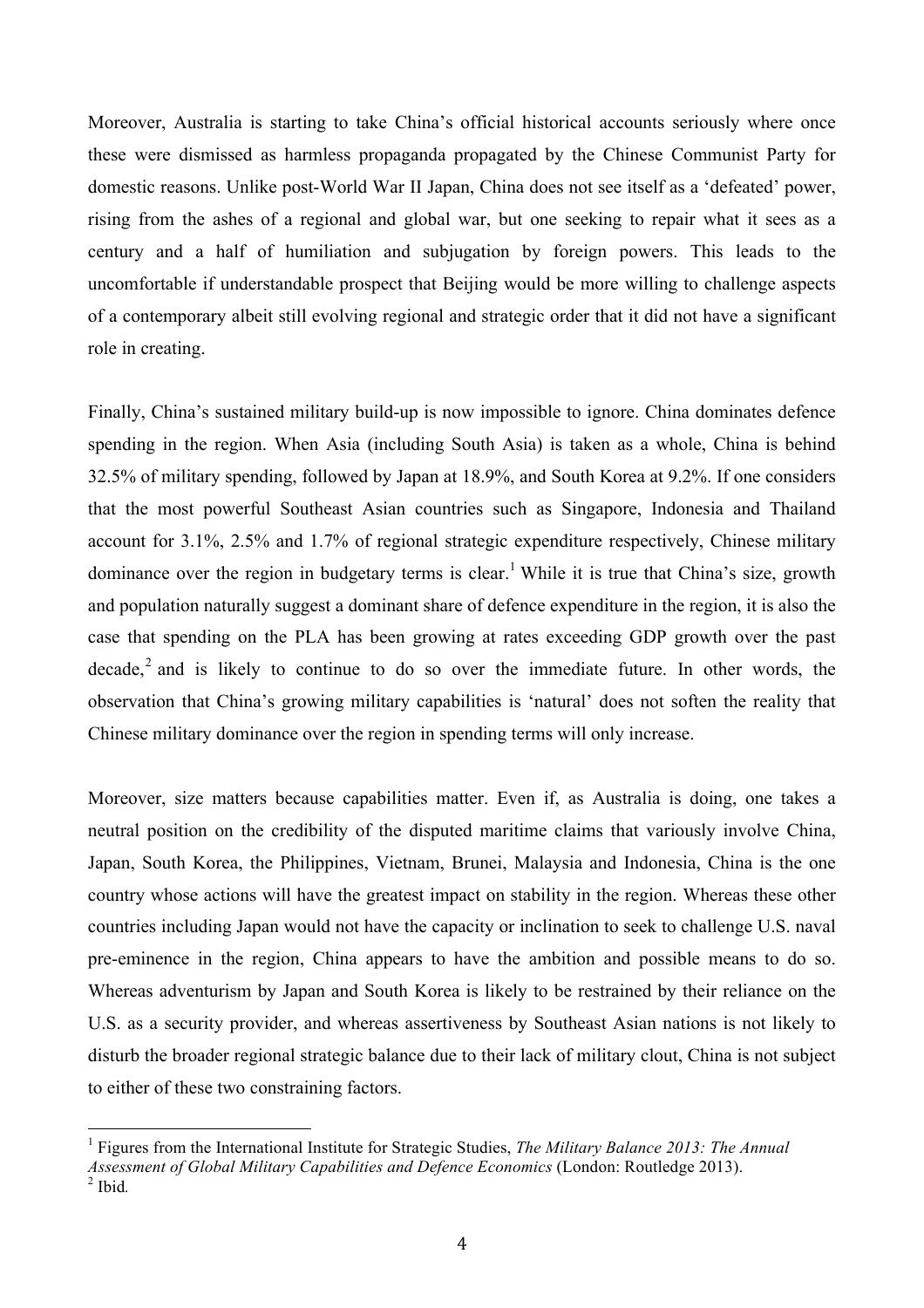Moreover, Australia is starting to take China's official historical accounts seriously where once these were dismissed as harmless propaganda propagated by the Chinese Communist Party for domestic reasons. Unlike post-World War II Japan, China does not see itself as a 'defeated' power, rising from the ashes of a regional and global war, but one seeking to repair what it sees as a century and a half of humiliation and subjugation by foreign powers. This leads to the uncomfortable if understandable prospect that Beijing would be more willing to challenge aspects of a contemporary albeit still evolving regional and strategic order that it did not have a significant role in creating.

Finally, China's sustained military build-up is now impossible to ignore. China dominates defence spending in the region. When Asia (including South Asia) is taken as a whole, China is behind 32.5% of military spending, followed by Japan at 18.9%, and South Korea at 9.2%. If one considers that the most powerful Southeast Asian countries such as Singapore, Indonesia and Thailand account for 3.1%, 2.5% and 1.7% of regional strategic expenditure respectively, Chinese military dominance over the region in budgetary terms is clear.[1] While it is true that China's size, growth and population naturally suggest a dominant share of defence expenditure in the region, it is also the case that spending on the PLA has been growing at rates exceeding GDP growth over the past decade,[2] and is likely to continue to do so over the immediate future. In other words, the observation that China's growing military capabilities is 'natural' does not soften the reality that Chinese military dominance over the region in spending terms will only increase.

Moreover, size matters because capabilities matter. Even if, as Australia is doing, one takes a neutral position on the credibility of the disputed maritime claims that variously involve China, Japan, South Korea, the Philippines, Vietnam, Brunei, Malaysia and Indonesia, China is the one country whose actions will have the greatest impact on stability in the region. Whereas these other countries including Japan would not have the capacity or inclination to seek to challenge U.S. naval pre-eminence in the region, China appears to have the ambition and possible means to do so. Whereas adventurism by Japan and South Korea is likely to be restrained by their reliance on the U.S. as a security provider, and whereas assertiveness by Southeast Asian nations is not likely to disturb the broader regional strategic balance due to their lack of military clout, China is not subject to either of these two constraining factors.

---

[1] Figures from the International Institute for Strategic Studies, *The Military Balance 2013: The Annual Assessment of Global Military Capabilities and Defence Economics* (London: Routledge 2013).

[2] Ibid.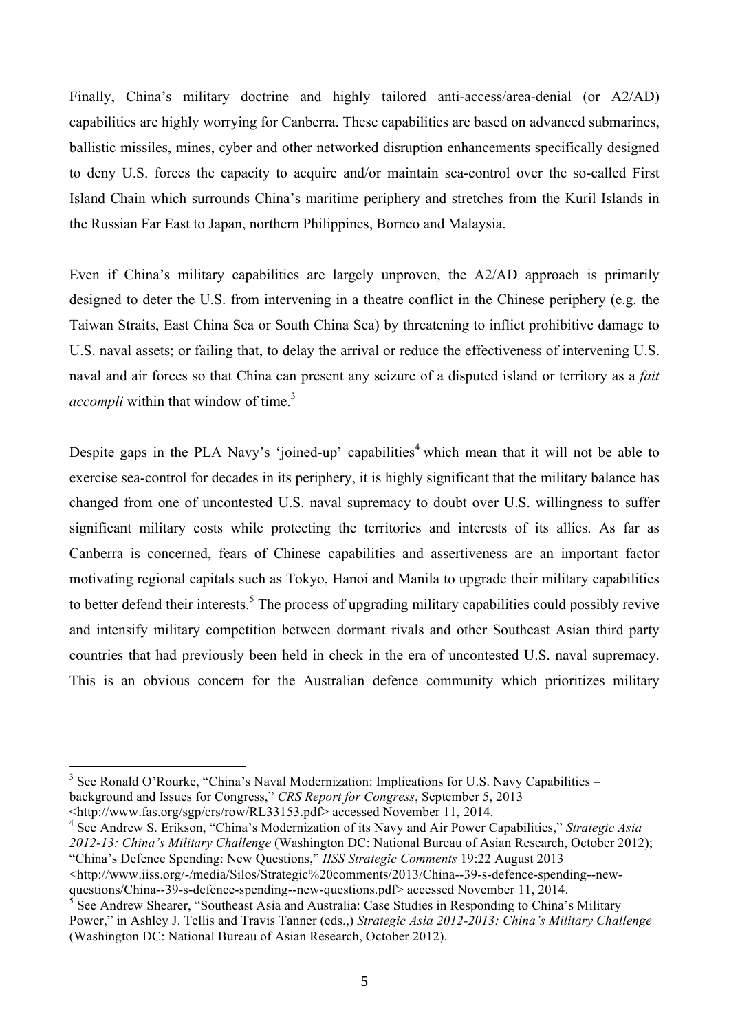Finally, China's military doctrine and highly tailored anti-access/area-denial (or A2/AD) capabilities are highly worrying for Canberra. These capabilities are based on advanced submarines, ballistic missiles, mines, cyber and other networked disruption enhancements specifically designed to deny U.S. forces the capacity to acquire and/or maintain sea-control over the so-called First Island Chain which surrounds China's maritime periphery and stretches from the Kuril Islands in the Russian Far East to Japan, northern Philippines, Borneo and Malaysia.

Even if China's military capabilities are largely unproven, the A2/AD approach is primarily designed to deter the U.S. from intervening in a theatre conflict in the Chinese periphery (e.g. the Taiwan Straits, East China Sea or South China Sea) by threatening to inflict prohibitive damage to U.S. naval assets; or failing that, to delay the arrival or reduce the effectiveness of intervening U.S. naval and air forces so that China can present any seizure of a disputed island or territory as a *fait accompli* within that window of time.[3]

Despite gaps in the PLA Navy's 'joined-up' capabilities[4] which mean that it will not be able to exercise sea-control for decades in its periphery, it is highly significant that the military balance has changed from one of uncontested U.S. naval supremacy to doubt over U.S. willingness to suffer significant military costs while protecting the territories and interests of its allies. As far as Canberra is concerned, fears of Chinese capabilities and assertiveness are an important factor motivating regional capitals such as Tokyo, Hanoi and Manila to upgrade their military capabilities to better defend their interests.[5] The process of upgrading military capabilities could possibly revive and intensify military competition between dormant rivals and other Southeast Asian third party countries that had previously been held in check in the era of uncontested U.S. naval supremacy. This is an obvious concern for the Australian defence community which prioritizes military

---

[3] See Ronald O'Rourke, "China's Naval Modernization: Implications for U.S. Navy Capabilities – background and Issues for Congress," *CRS Report for Congress*, September 5, 2013 <http://www.fas.org/sgp/crs/row/RL33153.pdf> accessed November 11, 2014.

[4] See Andrew S. Erikson, "China's Modernization of its Navy and Air Power Capabilities," *Strategic Asia 2012-13: China's Military Challenge* (Washington DC: National Bureau of Asian Research, October 2012); "China's Defence Spending: New Questions," *IISS Strategic Comments* 19:22 August 2013 <http://www.iiss.org/-/media/Silos/Strategic%20comments/2013/China--39-s-defence-spending--new-questions/China--39-s-defence-spending--new-questions.pdf> accessed November 11, 2014.

[5] See Andrew Shearer, "Southeast Asia and Australia: Case Studies in Responding to China's Military Power," in Ashley J. Tellis and Travis Tanner (eds.,) *Strategic Asia 2012-2013: China's Military Challenge* (Washington DC: National Bureau of Asian Research, October 2012).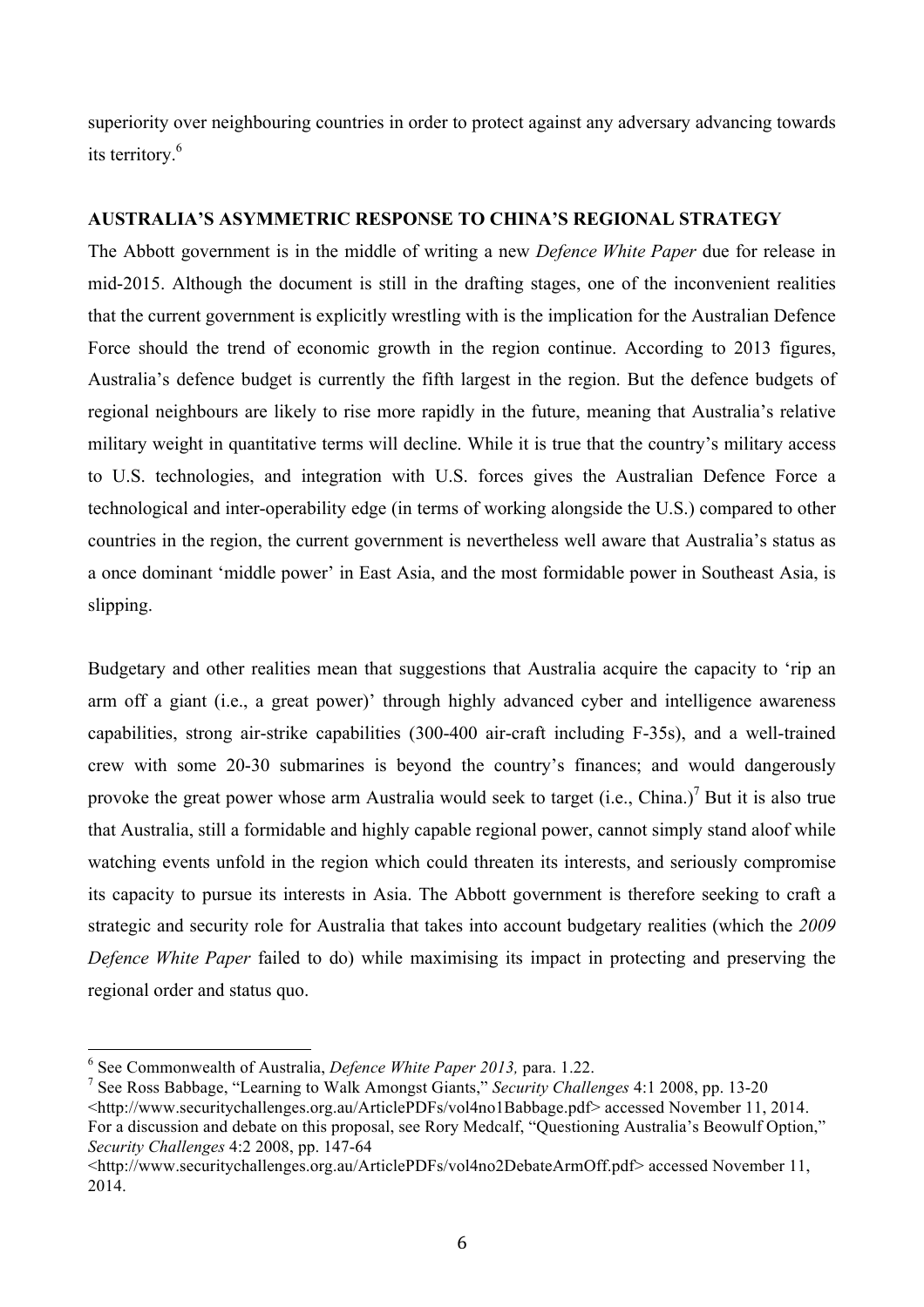superiority over neighbouring countries in order to protect against any adversary advancing towards its territory.[6]

## AUSTRALIA'S ASYMMETRIC RESPONSE TO CHINA'S REGIONAL STRATEGY

The Abbott government is in the middle of writing a new *Defence White Paper* due for release in mid-2015. Although the document is still in the drafting stages, one of the inconvenient realities that the current government is explicitly wrestling with is the implication for the Australian Defence Force should the trend of economic growth in the region continue. According to 2013 figures, Australia's defence budget is currently the fifth largest in the region. But the defence budgets of regional neighbours are likely to rise more rapidly in the future, meaning that Australia's relative military weight in quantitative terms will decline. While it is true that the country's military access to U.S. technologies, and integration with U.S. forces gives the Australian Defence Force a technological and inter-operability edge (in terms of working alongside the U.S.) compared to other countries in the region, the current government is nevertheless well aware that Australia's status as a once dominant 'middle power' in East Asia, and the most formidable power in Southeast Asia, is slipping.

Budgetary and other realities mean that suggestions that Australia acquire the capacity to 'rip an arm off a giant (i.e., a great power)' through highly advanced cyber and intelligence awareness capabilities, strong air-strike capabilities (300-400 air-craft including F-35s), and a well-trained crew with some 20-30 submarines is beyond the country's finances; and would dangerously provoke the great power whose arm Australia would seek to target (i.e., China.)[7] But it is also true that Australia, still a formidable and highly capable regional power, cannot simply stand aloof while watching events unfold in the region which could threaten its interests, and seriously compromise its capacity to pursue its interests in Asia. The Abbott government is therefore seeking to craft a strategic and security role for Australia that takes into account budgetary realities (which the *2009 Defence White Paper* failed to do) while maximising its impact in protecting and preserving the regional order and status quo.

---

[6] See Commonwealth of Australia, *Defence White Paper 2013,* para. 1.22.

[7] See Ross Babbage, "Learning to Walk Amongst Giants," *Security Challenges* 4:1 2008, pp. 13-20 <http://www.securitychallenges.org.au/ArticlePDFs/vol4no1Babbage.pdf> accessed November 11, 2014. For a discussion and debate on this proposal, see Rory Medcalf, "Questioning Australia's Beowulf Option," *Security Challenges* 4:2 2008, pp. 147-64 <http://www.securitychallenges.org.au/ArticlePDFs/vol4no2DebateArmOff.pdf> accessed November 11, 2014.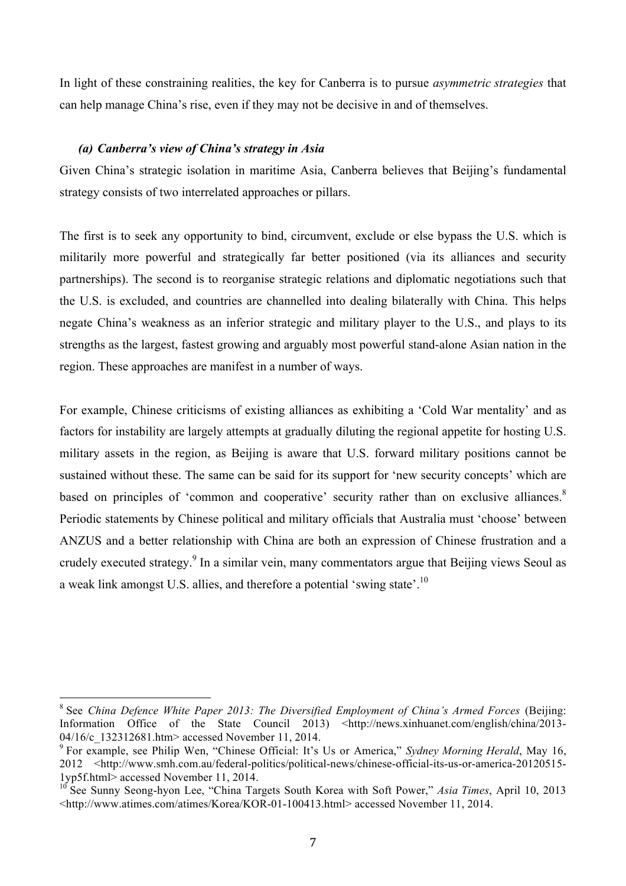In light of these constraining realities, the key for Canberra is to pursue *asymmetric strategies* that can help manage China's rise, even if they may not be decisive in and of themselves.

### *(a) Canberra's view of China's strategy in Asia*

Given China's strategic isolation in maritime Asia, Canberra believes that Beijing's fundamental strategy consists of two interrelated approaches or pillars.

The first is to seek any opportunity to bind, circumvent, exclude or else bypass the U.S. which is militarily more powerful and strategically far better positioned (via its alliances and security partnerships). The second is to reorganise strategic relations and diplomatic negotiations such that the U.S. is excluded, and countries are channelled into dealing bilaterally with China. This helps negate China's weakness as an inferior strategic and military player to the U.S., and plays to its strengths as the largest, fastest growing and arguably most powerful stand-alone Asian nation in the region. These approaches are manifest in a number of ways.

For example, Chinese criticisms of existing alliances as exhibiting a 'Cold War mentality' and as factors for instability are largely attempts at gradually diluting the regional appetite for hosting U.S. military assets in the region, as Beijing is aware that U.S. forward military positions cannot be sustained without these. The same can be said for its support for 'new security concepts' which are based on principles of 'common and cooperative' security rather than on exclusive alliances.[8] Periodic statements by Chinese political and military officials that Australia must 'choose' between ANZUS and a better relationship with China are both an expression of Chinese frustration and a crudely executed strategy.[9] In a similar vein, many commentators argue that Beijing views Seoul as a weak link amongst U.S. allies, and therefore a potential 'swing state'.[10]

---

[8] See *China Defence White Paper 2013: The Diversified Employment of China's Armed Forces* (Beijing: Information Office of the State Council 2013) <http://news.xinhuanet.com/english/china/2013-04/16/c_132312681.htm> accessed November 11, 2014.

[9] For example, see Philip Wen, "Chinese Official: It's Us or America," *Sydney Morning Herald*, May 16, 2012 <http://www.smh.com.au/federal-politics/political-news/chinese-official-its-us-or-america-20120515-1yp5f.html> accessed November 11, 2014.

[10] See Sunny Seong-hyon Lee, "China Targets South Korea with Soft Power," *Asia Times*, April 10, 2013 <http://www.atimes.com/atimes/Korea/KOR-01-100413.html> accessed November 11, 2014.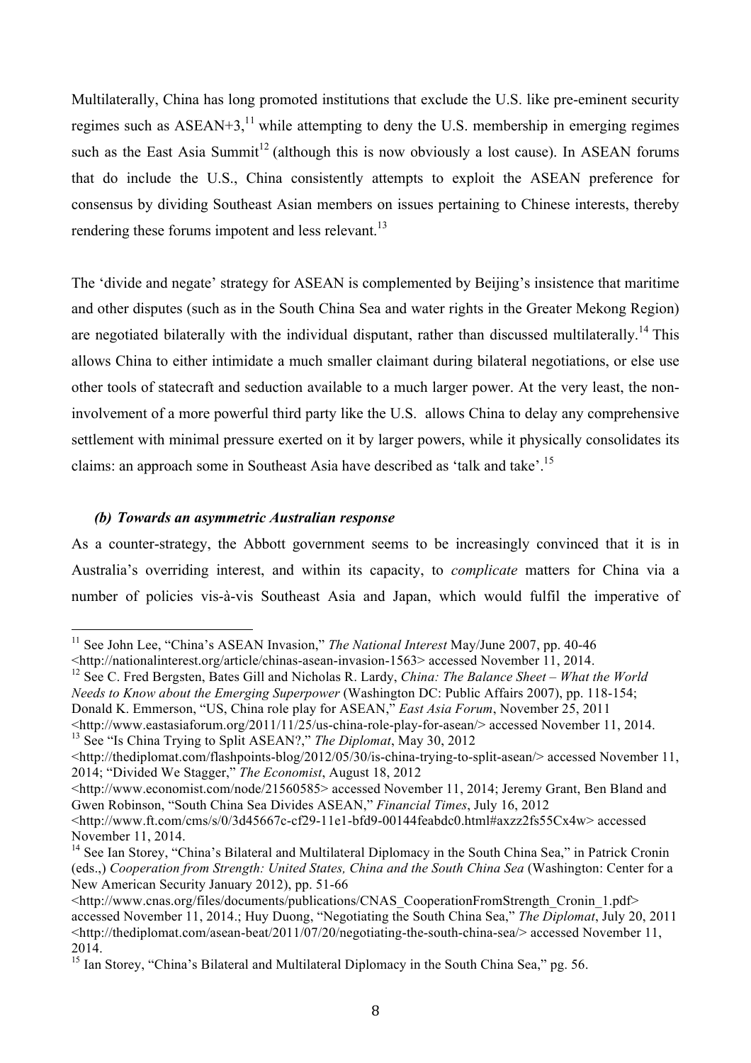Multilaterally, China has long promoted institutions that exclude the U.S. like pre-eminent security regimes such as ASEAN+3,[11] while attempting to deny the U.S. membership in emerging regimes such as the East Asia Summit[12] (although this is now obviously a lost cause). In ASEAN forums that do include the U.S., China consistently attempts to exploit the ASEAN preference for consensus by dividing Southeast Asian members on issues pertaining to Chinese interests, thereby rendering these forums impotent and less relevant.[13]

The 'divide and negate' strategy for ASEAN is complemented by Beijing's insistence that maritime and other disputes (such as in the South China Sea and water rights in the Greater Mekong Region) are negotiated bilaterally with the individual disputant, rather than discussed multilaterally.[14] This allows China to either intimidate a much smaller claimant during bilateral negotiations, or else use other tools of statecraft and seduction available to a much larger power. At the very least, the non-involvement of a more powerful third party like the U.S. allows China to delay any comprehensive settlement with minimal pressure exerted on it by larger powers, while it physically consolidates its claims: an approach some in Southeast Asia have described as 'talk and take'.[15]

### *(b) Towards an asymmetric Australian response*

As a counter-strategy, the Abbott government seems to be increasingly convinced that it is in Australia's overriding interest, and within its capacity, to *complicate* matters for China via a number of policies vis-à-vis Southeast Asia and Japan, which would fulfil the imperative of

---

[11] See John Lee, "China's ASEAN Invasion," *The National Interest* May/June 2007, pp. 40-46 <http://nationalinterest.org/article/chinas-asean-invasion-1563> accessed November 11, 2014.

[12] See C. Fred Bergsten, Bates Gill and Nicholas R. Lardy, *China: The Balance Sheet – What the World Needs to Know about the Emerging Superpower* (Washington DC: Public Affairs 2007), pp. 118-154; Donald K. Emmerson, "US, China role play for ASEAN," *East Asia Forum*, November 25, 2011 <http://www.eastasiaforum.org/2011/11/25/us-china-role-play-for-asean/> accessed November 11, 2014.

[13] See "Is China Trying to Split ASEAN?," *The Diplomat*, May 30, 2012 <http://thediplomat.com/flashpoints-blog/2012/05/30/is-china-trying-to-split-asean/> accessed November 11, 2014; "Divided We Stagger," *The Economist*, August 18, 2012 <http://www.economist.com/node/21560585> accessed November 11, 2014; Jeremy Grant, Ben Bland and Gwen Robinson, "South China Sea Divides ASEAN," *Financial Times*, July 16, 2012 <http://www.ft.com/cms/s/0/3d45667c-cf29-11e1-bfd9-00144feabdc0.html#axzz2fs55Cx4w> accessed November 11, 2014.

[14] See Ian Storey, "China's Bilateral and Multilateral Diplomacy in the South China Sea," in Patrick Cronin (eds.,) *Cooperation from Strength: United States, China and the South China Sea* (Washington: Center for a New American Security January 2012), pp. 51-66 <http://www.cnas.org/files/documents/publications/CNAS_CooperationFromStrength_Cronin_1.pdf> accessed November 11, 2014.; Huy Duong, "Negotiating the South China Sea," *The Diplomat*, July 20, 2011 <http://thediplomat.com/asean-beat/2011/07/20/negotiating-the-south-china-sea/> accessed November 11, 2014.

[15] Ian Storey, "China's Bilateral and Multilateral Diplomacy in the South China Sea," pg. 56.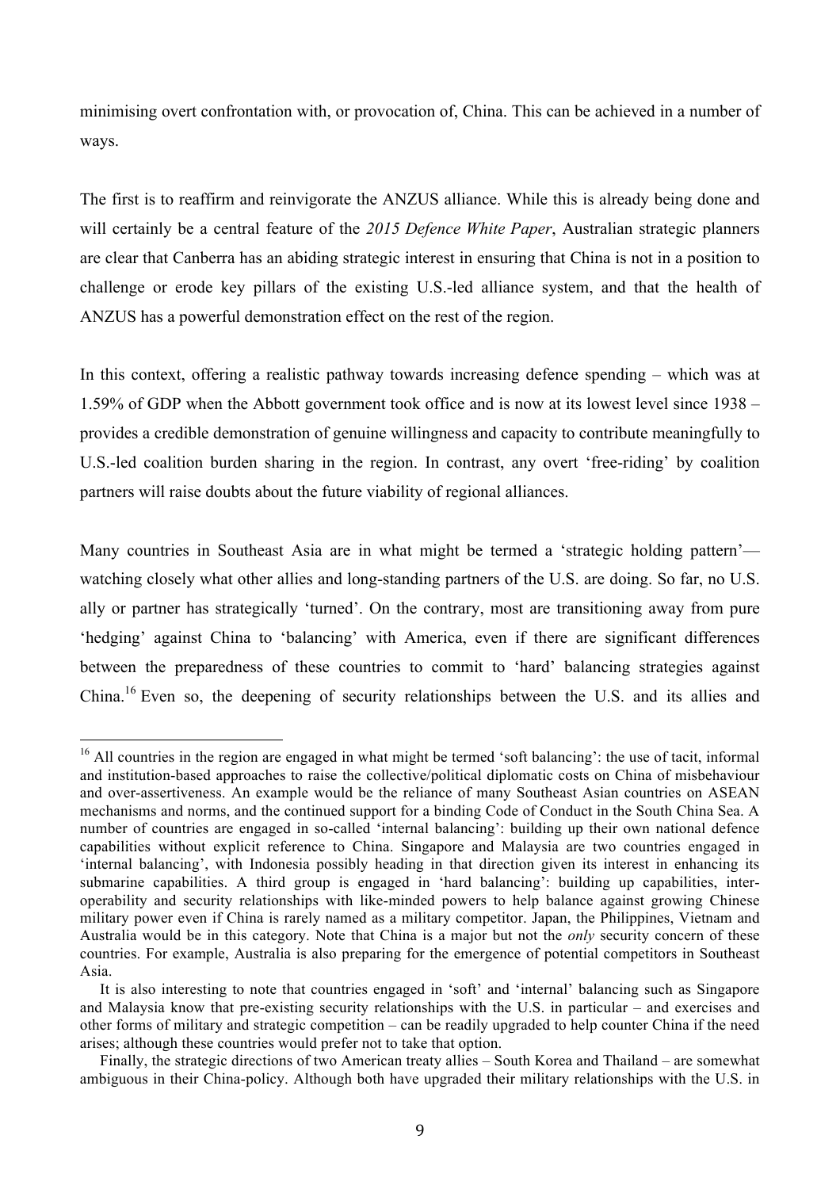minimising overt confrontation with, or provocation of, China. This can be achieved in a number of ways.

The first is to reaffirm and reinvigorate the ANZUS alliance. While this is already being done and will certainly be a central feature of the *2015 Defence White Paper*, Australian strategic planners are clear that Canberra has an abiding strategic interest in ensuring that China is not in a position to challenge or erode key pillars of the existing U.S.-led alliance system, and that the health of ANZUS has a powerful demonstration effect on the rest of the region.

In this context, offering a realistic pathway towards increasing defence spending – which was at 1.59% of GDP when the Abbott government took office and is now at its lowest level since 1938 – provides a credible demonstration of genuine willingness and capacity to contribute meaningfully to U.S.-led coalition burden sharing in the region. In contrast, any overt 'free-riding' by coalition partners will raise doubts about the future viability of regional alliances.

Many countries in Southeast Asia are in what might be termed a 'strategic holding pattern'— watching closely what other allies and long-standing partners of the U.S. are doing. So far, no U.S. ally or partner has strategically 'turned'. On the contrary, most are transitioning away from pure 'hedging' against China to 'balancing' with America, even if there are significant differences between the preparedness of these countries to commit to 'hard' balancing strategies against China.[16] Even so, the deepening of security relationships between the U.S. and its allies and

---

[16] All countries in the region are engaged in what might be termed 'soft balancing': the use of tacit, informal and institution-based approaches to raise the collective/political diplomatic costs on China of misbehaviour and over-assertiveness. An example would be the reliance of many Southeast Asian countries on ASEAN mechanisms and norms, and the continued support for a binding Code of Conduct in the South China Sea. A number of countries are engaged in so-called 'internal balancing': building up their own national defence capabilities without explicit reference to China. Singapore and Malaysia are two countries engaged in 'internal balancing', with Indonesia possibly heading in that direction given its interest in enhancing its submarine capabilities. A third group is engaged in 'hard balancing': building up capabilities, inter-operability and security relationships with like-minded powers to help balance against growing Chinese military power even if China is rarely named as a military competitor. Japan, the Philippines, Vietnam and Australia would be in this category. Note that China is a major but not the *only* security concern of these countries. For example, Australia is also preparing for the emergence of potential competitors in Southeast Asia.

It is also interesting to note that countries engaged in 'soft' and 'internal' balancing such as Singapore and Malaysia know that pre-existing security relationships with the U.S. in particular – and exercises and other forms of military and strategic competition – can be readily upgraded to help counter China if the need arises; although these countries would prefer not to take that option.

Finally, the strategic directions of two American treaty allies – South Korea and Thailand – are somewhat ambiguous in their China-policy. Although both have upgraded their military relationships with the U.S. in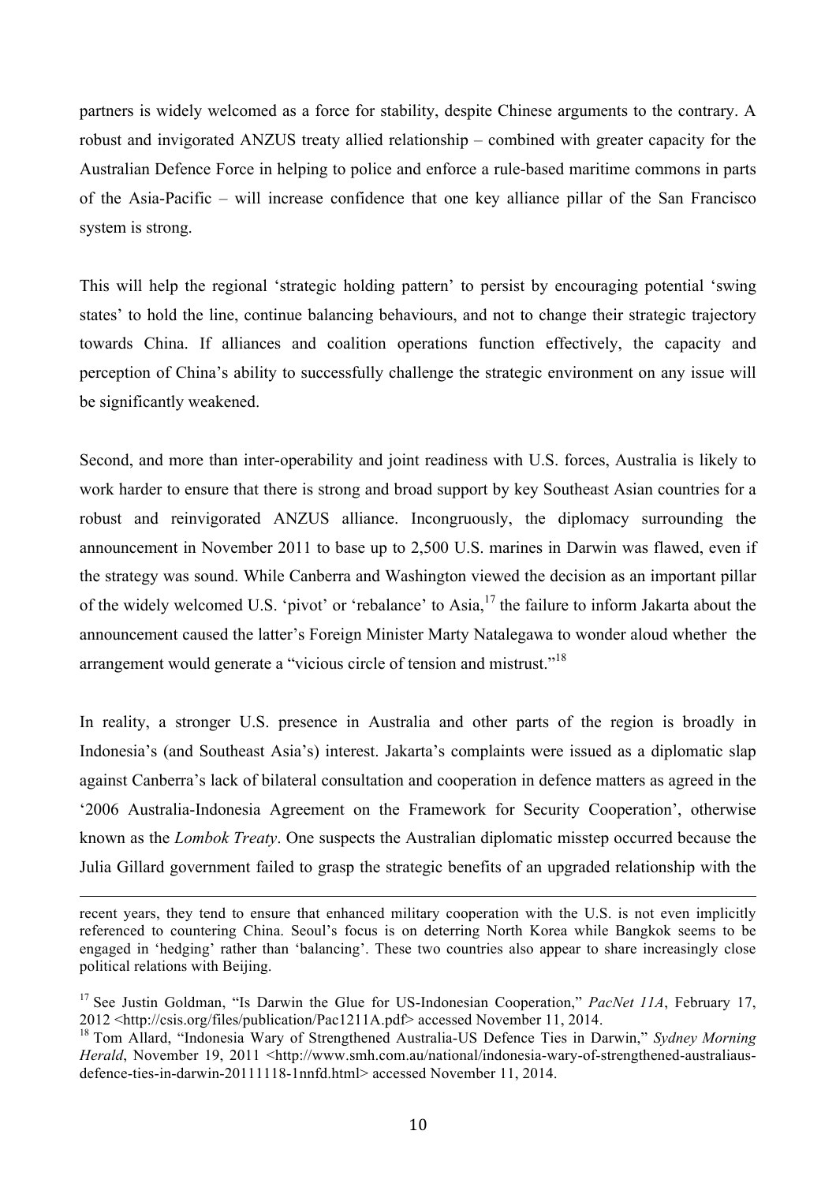partners is widely welcomed as a force for stability, despite Chinese arguments to the contrary. A robust and invigorated ANZUS treaty allied relationship – combined with greater capacity for the Australian Defence Force in helping to police and enforce a rule-based maritime commons in parts of the Asia-Pacific – will increase confidence that one key alliance pillar of the San Francisco system is strong.

This will help the regional 'strategic holding pattern' to persist by encouraging potential 'swing states' to hold the line, continue balancing behaviours, and not to change their strategic trajectory towards China. If alliances and coalition operations function effectively, the capacity and perception of China's ability to successfully challenge the strategic environment on any issue will be significantly weakened.

Second, and more than inter-operability and joint readiness with U.S. forces, Australia is likely to work harder to ensure that there is strong and broad support by key Southeast Asian countries for a robust and reinvigorated ANZUS alliance. Incongruously, the diplomacy surrounding the announcement in November 2011 to base up to 2,500 U.S. marines in Darwin was flawed, even if the strategy was sound. While Canberra and Washington viewed the decision as an important pillar of the widely welcomed U.S. 'pivot' or 'rebalance' to Asia,[17] the failure to inform Jakarta about the announcement caused the latter's Foreign Minister Marty Natalegawa to wonder aloud whether the arrangement would generate a "vicious circle of tension and mistrust."[18]

In reality, a stronger U.S. presence in Australia and other parts of the region is broadly in Indonesia's (and Southeast Asia's) interest. Jakarta's complaints were issued as a diplomatic slap against Canberra's lack of bilateral consultation and cooperation in defence matters as agreed in the '2006 Australia-Indonesia Agreement on the Framework for Security Cooperation', otherwise known as the *Lombok Treaty*. One suspects the Australian diplomatic misstep occurred because the Julia Gillard government failed to grasp the strategic benefits of an upgraded relationship with the

---

recent years, they tend to ensure that enhanced military cooperation with the U.S. is not even implicitly referenced to countering China. Seoul's focus is on deterring North Korea while Bangkok seems to be engaged in 'hedging' rather than 'balancing'. These two countries also appear to share increasingly close political relations with Beijing.

[17] See Justin Goldman, "Is Darwin the Glue for US-Indonesian Cooperation," *PacNet 11A*, February 17, 2012 <http://csis.org/files/publication/Pac1211A.pdf> accessed November 11, 2014.

[18] Tom Allard, "Indonesia Wary of Strengthened Australia-US Defence Ties in Darwin," *Sydney Morning Herald*, November 19, 2011 <http://www.smh.com.au/national/indonesia-wary-of-strengthened-australiaus-defence-ties-in-darwin-20111118-1nnfd.html> accessed November 11, 2014.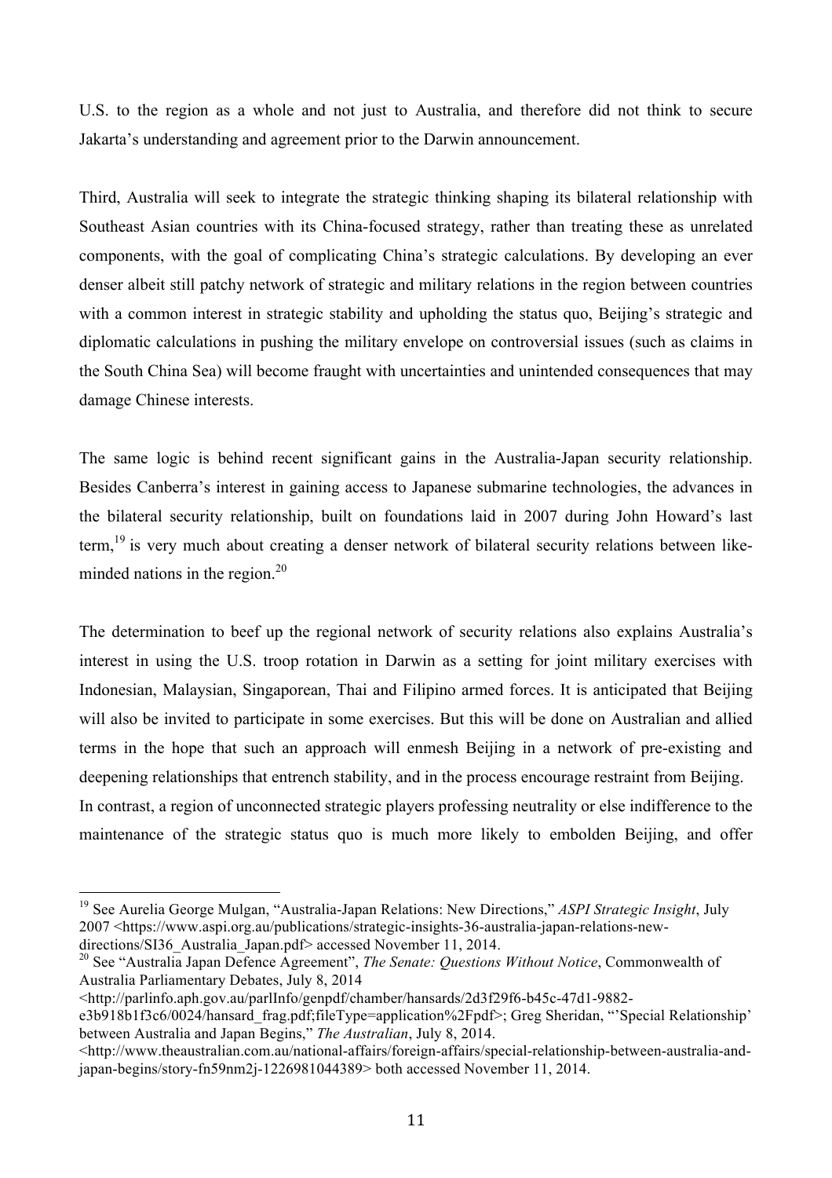U.S. to the region as a whole and not just to Australia, and therefore did not think to secure Jakarta's understanding and agreement prior to the Darwin announcement.

Third, Australia will seek to integrate the strategic thinking shaping its bilateral relationship with Southeast Asian countries with its China-focused strategy, rather than treating these as unrelated components, with the goal of complicating China's strategic calculations. By developing an ever denser albeit still patchy network of strategic and military relations in the region between countries with a common interest in strategic stability and upholding the status quo, Beijing's strategic and diplomatic calculations in pushing the military envelope on controversial issues (such as claims in the South China Sea) will become fraught with uncertainties and unintended consequences that may damage Chinese interests.

The same logic is behind recent significant gains in the Australia-Japan security relationship. Besides Canberra's interest in gaining access to Japanese submarine technologies, the advances in the bilateral security relationship, built on foundations laid in 2007 during John Howard's last term,[19] is very much about creating a denser network of bilateral security relations between like-minded nations in the region.[20]

The determination to beef up the regional network of security relations also explains Australia's interest in using the U.S. troop rotation in Darwin as a setting for joint military exercises with Indonesian, Malaysian, Singaporean, Thai and Filipino armed forces. It is anticipated that Beijing will also be invited to participate in some exercises. But this will be done on Australian and allied terms in the hope that such an approach will enmesh Beijing in a network of pre-existing and deepening relationships that entrench stability, and in the process encourage restraint from Beijing.
In contrast, a region of unconnected strategic players professing neutrality or else indifference to the maintenance of the strategic status quo is much more likely to embolden Beijing, and offer

---

[19] See Aurelia George Mulgan, "Australia-Japan Relations: New Directions," *ASPI Strategic Insight*, July 2007 <https://www.aspi.org.au/publications/strategic-insights-36-australia-japan-relations-new-directions/SI36_Australia_Japan.pdf> accessed November 11, 2014.

[20] See "Australia Japan Defence Agreement", *The Senate: Questions Without Notice*, Commonwealth of Australia Parliamentary Debates, July 8, 2014 <http://parlinfo.aph.gov.au/parlInfo/genpdf/chamber/hansards/2d3f29f6-b45c-47d1-9882-e3b918b1f3c6/0024/hansard_frag.pdf;fileType=application%2Fpdf>; Greg Sheridan, "'Special Relationship' between Australia and Japan Begins," *The Australian*, July 8, 2014. <http://www.theaustralian.com.au/national-affairs/foreign-affairs/special-relationship-between-australia-and-japan-begins/story-fn59nm2j-1226981044389> both accessed November 11, 2014.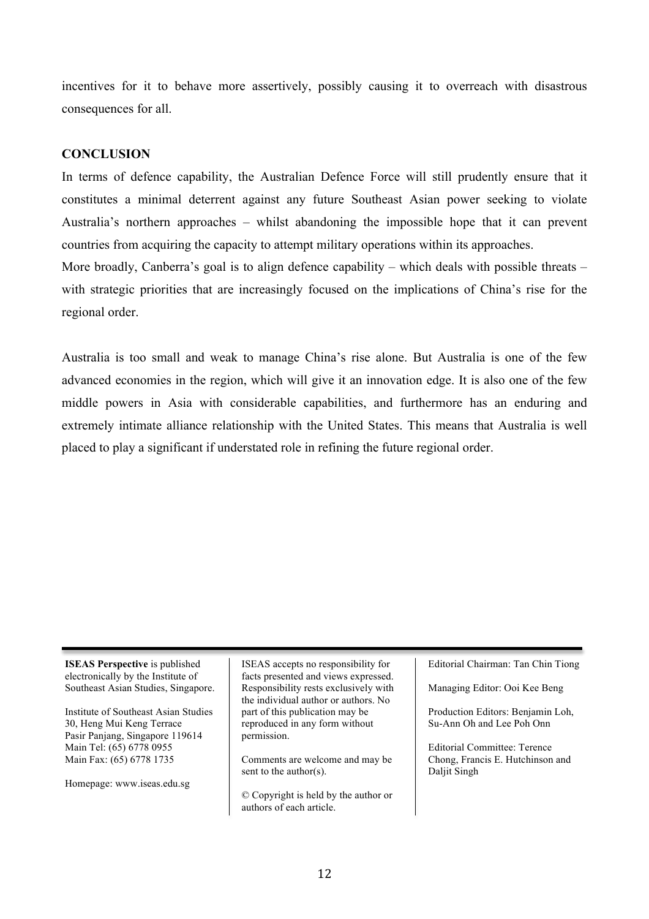incentives for it to behave more assertively, possibly causing it to overreach with disastrous consequences for all.

**CONCLUSION**

In terms of defence capability, the Australian Defence Force will still prudently ensure that it constitutes a minimal deterrent against any future Southeast Asian power seeking to violate Australia's northern approaches – whilst abandoning the impossible hope that it can prevent countries from acquiring the capacity to attempt military operations within its approaches.

More broadly, Canberra's goal is to align defence capability – which deals with possible threats – with strategic priorities that are increasingly focused on the implications of China's rise for the regional order.

Australia is too small and weak to manage China's rise alone. But Australia is one of the few advanced economies in the region, which will give it an innovation edge. It is also one of the few middle powers in Asia with considerable capabilities, and furthermore has an enduring and extremely intimate alliance relationship with the United States. This means that Australia is well placed to play a significant if understated role in refining the future regional order.

---

**ISEAS Perspective** is published electronically by the Institute of Southeast Asian Studies, Singapore.

Institute of Southeast Asian Studies
30, Heng Mui Keng Terrace
Pasir Panjang, Singapore 119614
Main Tel: (65) 6778 0955
Main Fax: (65) 6778 1735

Homepage: www.iseas.edu.sg

ISEAS accepts no responsibility for facts presented and views expressed. Responsibility rests exclusively with the individual author or authors. No part of this publication may be reproduced in any form without permission.

Comments are welcome and may be sent to the author(s).

© Copyright is held by the author or authors of each article.

Editorial Chairman: Tan Chin Tiong

Managing Editor: Ooi Kee Beng

Production Editors: Benjamin Loh, Su-Ann Oh and Lee Poh Onn

Editorial Committee: Terence Chong, Francis E. Hutchinson and Daljit Singh